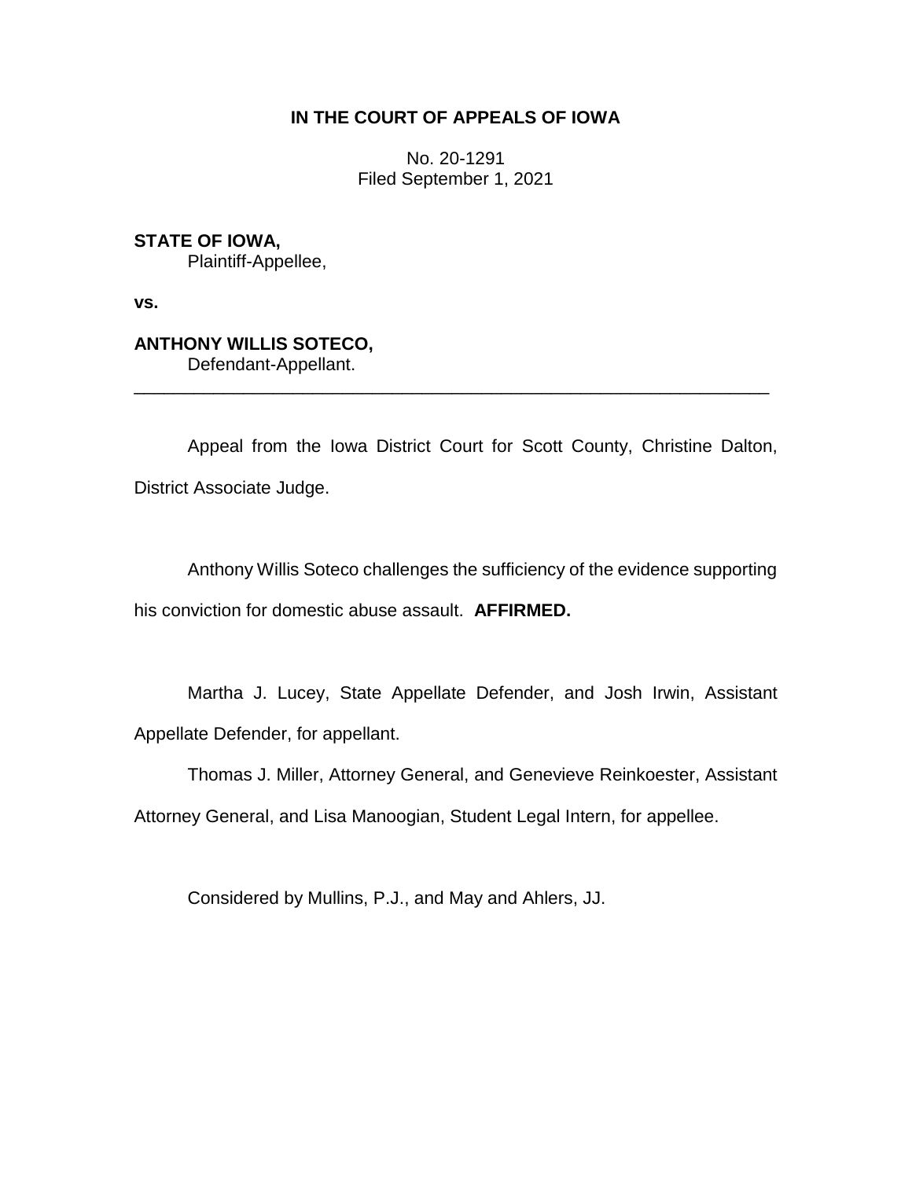# IN THE COURT OF APPEALS OF IOWA

No. 20-1291
Filed September 1, 2021

**STATE OF IOWA,**
Plaintiff-Appellee,

**vs.**

**ANTHONY WILLIS SOTECO,**
Defendant-Appellant.

---

Appeal from the Iowa District Court for Scott County, Christine Dalton, District Associate Judge.

Anthony Willis Soteco challenges the sufficiency of the evidence supporting his conviction for domestic abuse assault. **AFFIRMED.**

Martha J. Lucey, State Appellate Defender, and Josh Irwin, Assistant Appellate Defender, for appellant.

Thomas J. Miller, Attorney General, and Genevieve Reinkoester, Assistant Attorney General, and Lisa Manoogian, Student Legal Intern, for appellee.

Considered by Mullins, P.J., and May and Ahlers, JJ.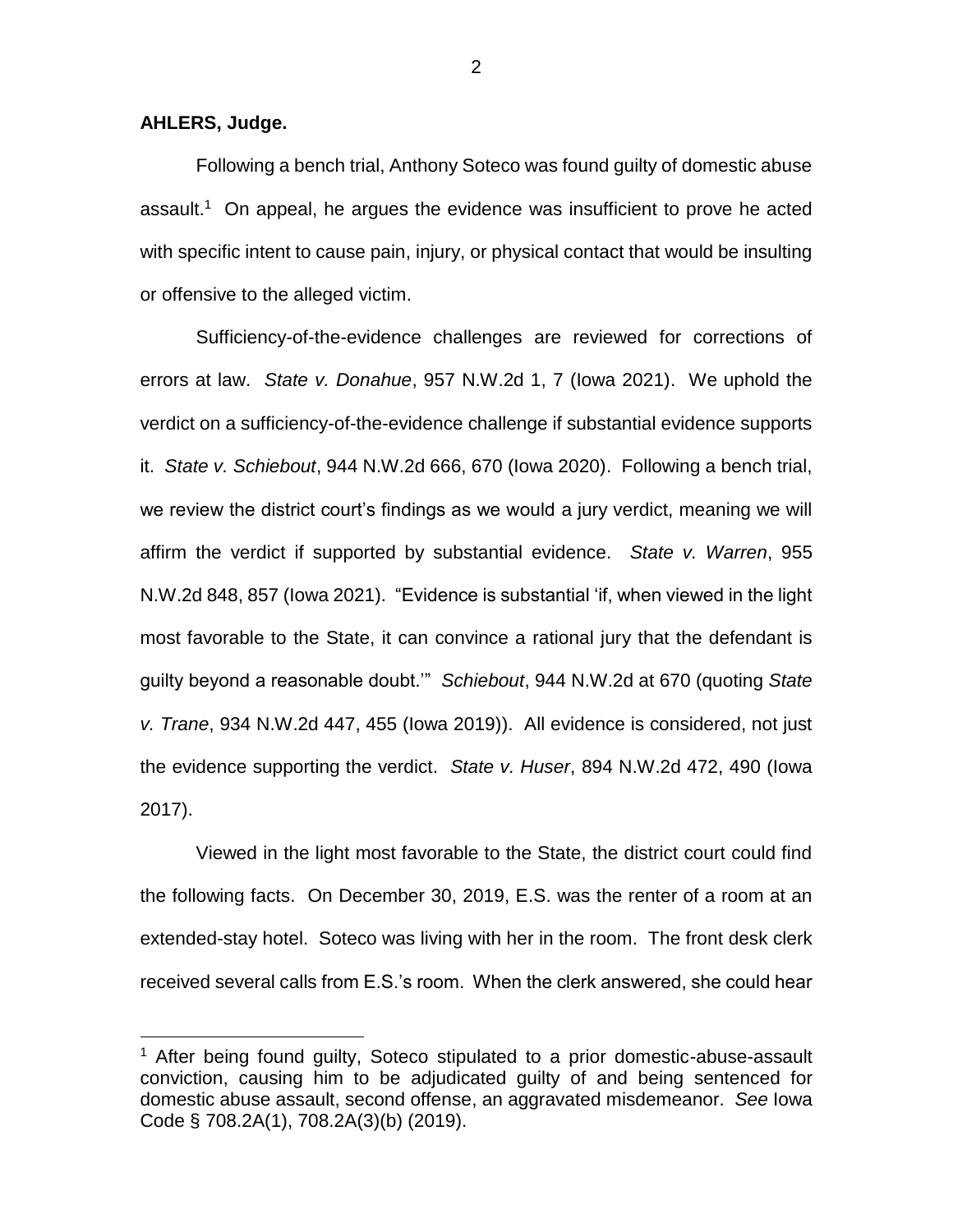**AHLERS, Judge.**

Following a bench trial, Anthony Soteco was found guilty of domestic abuse assault.[1] On appeal, he argues the evidence was insufficient to prove he acted with specific intent to cause pain, injury, or physical contact that would be insulting or offensive to the alleged victim.

Sufficiency-of-the-evidence challenges are reviewed for corrections of errors at law. *State v. Donahue*, 957 N.W.2d 1, 7 (Iowa 2021). We uphold the verdict on a sufficiency-of-the-evidence challenge if substantial evidence supports it. *State v. Schiebout*, 944 N.W.2d 666, 670 (Iowa 2020). Following a bench trial, we review the district court's findings as we would a jury verdict, meaning we will affirm the verdict if supported by substantial evidence. *State v. Warren*, 955 N.W.2d 848, 857 (Iowa 2021). "Evidence is substantial 'if, when viewed in the light most favorable to the State, it can convince a rational jury that the defendant is guilty beyond a reasonable doubt.'" *Schiebout*, 944 N.W.2d at 670 (quoting *State v. Trane*, 934 N.W.2d 447, 455 (Iowa 2019)). All evidence is considered, not just the evidence supporting the verdict. *State v. Huser*, 894 N.W.2d 472, 490 (Iowa 2017).

Viewed in the light most favorable to the State, the district court could find the following facts. On December 30, 2019, E.S. was the renter of a room at an extended-stay hotel. Soteco was living with her in the room. The front desk clerk received several calls from E.S.'s room. When the clerk answered, she could hear

[1] After being found guilty, Soteco stipulated to a prior domestic-abuse-assault conviction, causing him to be adjudicated guilty of and being sentenced for domestic abuse assault, second offense, an aggravated misdemeanor. *See* Iowa Code § 708.2A(1), 708.2A(3)(b) (2019).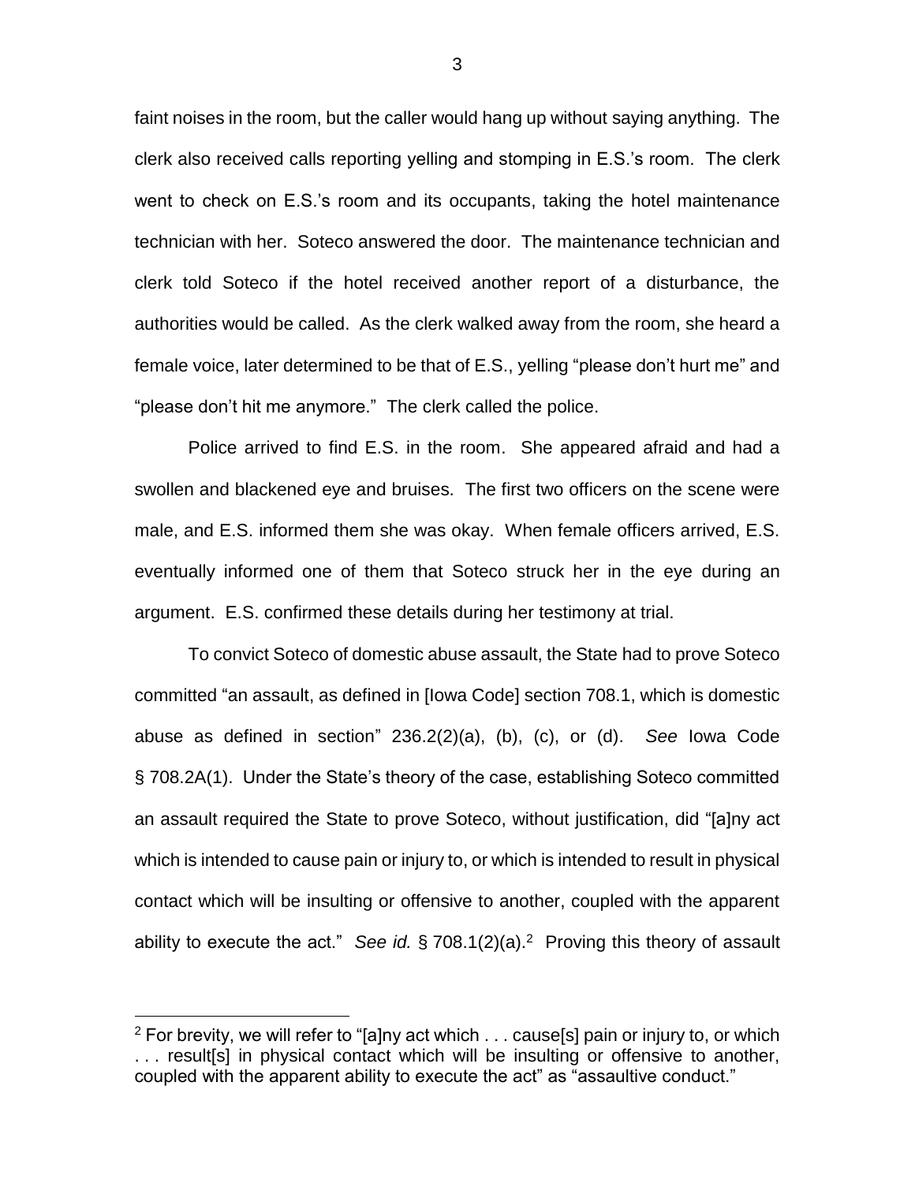faint noises in the room, but the caller would hang up without saying anything. The clerk also received calls reporting yelling and stomping in E.S.'s room. The clerk went to check on E.S.'s room and its occupants, taking the hotel maintenance technician with her. Soteco answered the door. The maintenance technician and clerk told Soteco if the hotel received another report of a disturbance, the authorities would be called. As the clerk walked away from the room, she heard a female voice, later determined to be that of E.S., yelling "please don't hurt me" and "please don't hit me anymore." The clerk called the police.

Police arrived to find E.S. in the room. She appeared afraid and had a swollen and blackened eye and bruises. The first two officers on the scene were male, and E.S. informed them she was okay. When female officers arrived, E.S. eventually informed one of them that Soteco struck her in the eye during an argument. E.S. confirmed these details during her testimony at trial.

To convict Soteco of domestic abuse assault, the State had to prove Soteco committed "an assault, as defined in [Iowa Code] section 708.1, which is domestic abuse as defined in section" 236.2(2)(a), (b), (c), or (d). *See* Iowa Code § 708.2A(1). Under the State's theory of the case, establishing Soteco committed an assault required the State to prove Soteco, without justification, did "[a]ny act which is intended to cause pain or injury to, or which is intended to result in physical contact which will be insulting or offensive to another, coupled with the apparent ability to execute the act." *See id.* § 708.1(2)(a).[2] Proving this theory of assault

[2] For brevity, we will refer to "[a]ny act which . . . cause[s] pain or injury to, or which . . . result[s] in physical contact which will be insulting or offensive to another, coupled with the apparent ability to execute the act" as "assaultive conduct."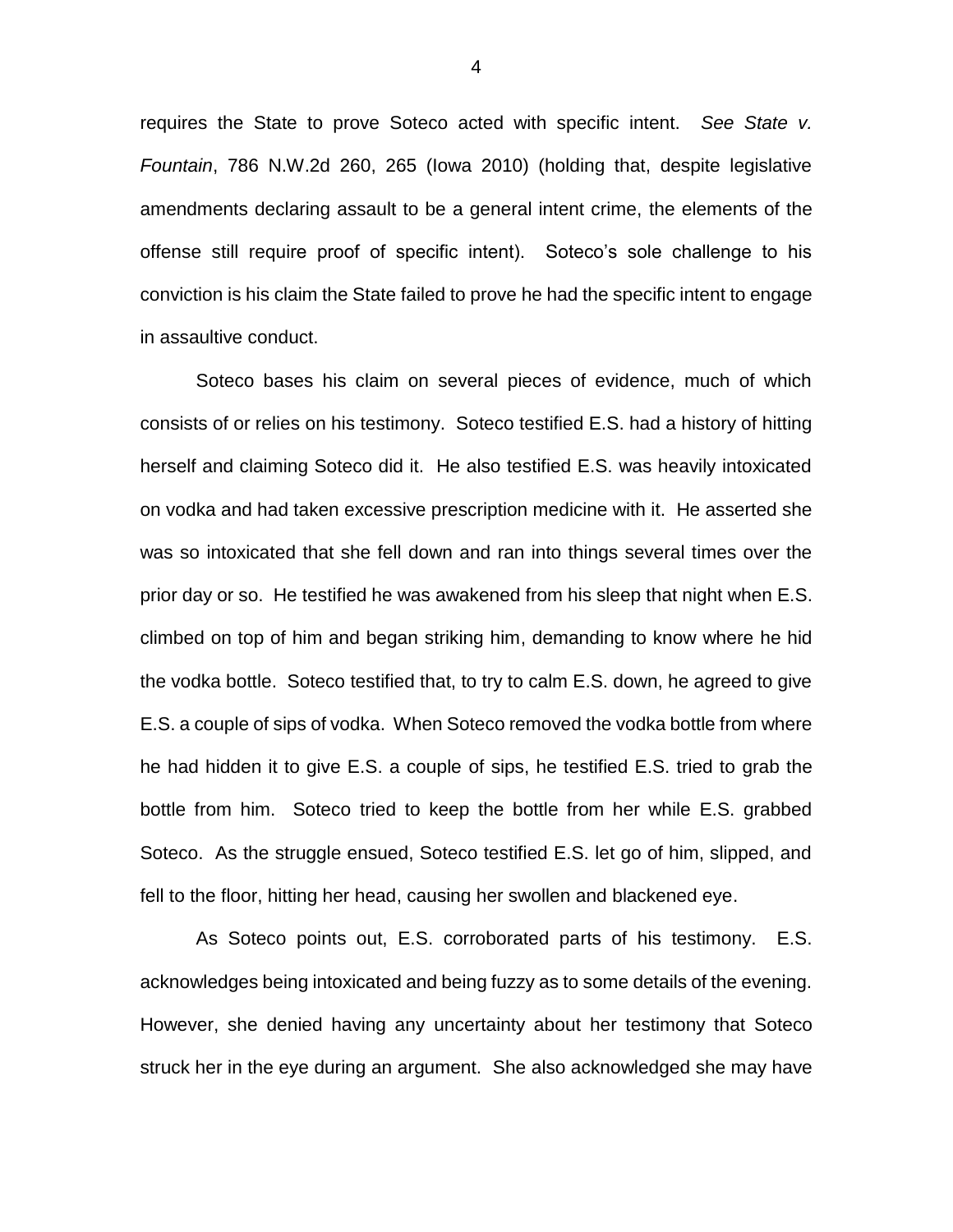requires the State to prove Soteco acted with specific intent. *See State v. Fountain*, 786 N.W.2d 260, 265 (Iowa 2010) (holding that, despite legislative amendments declaring assault to be a general intent crime, the elements of the offense still require proof of specific intent). Soteco's sole challenge to his conviction is his claim the State failed to prove he had the specific intent to engage in assaultive conduct.

Soteco bases his claim on several pieces of evidence, much of which consists of or relies on his testimony. Soteco testified E.S. had a history of hitting herself and claiming Soteco did it. He also testified E.S. was heavily intoxicated on vodka and had taken excessive prescription medicine with it. He asserted she was so intoxicated that she fell down and ran into things several times over the prior day or so. He testified he was awakened from his sleep that night when E.S. climbed on top of him and began striking him, demanding to know where he hid the vodka bottle. Soteco testified that, to try to calm E.S. down, he agreed to give E.S. a couple of sips of vodka. When Soteco removed the vodka bottle from where he had hidden it to give E.S. a couple of sips, he testified E.S. tried to grab the bottle from him. Soteco tried to keep the bottle from her while E.S. grabbed Soteco. As the struggle ensued, Soteco testified E.S. let go of him, slipped, and fell to the floor, hitting her head, causing her swollen and blackened eye.

As Soteco points out, E.S. corroborated parts of his testimony. E.S. acknowledges being intoxicated and being fuzzy as to some details of the evening. However, she denied having any uncertainty about her testimony that Soteco struck her in the eye during an argument. She also acknowledged she may have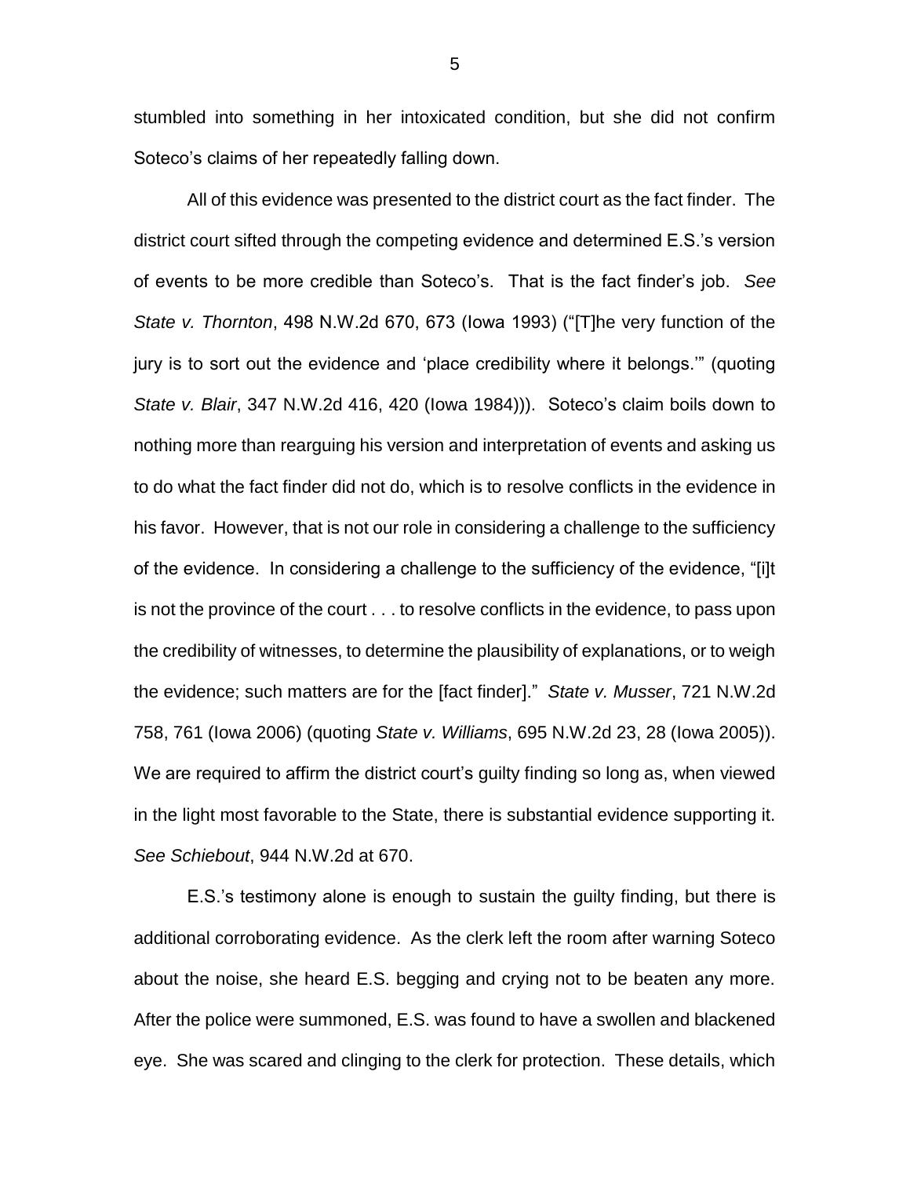stumbled into something in her intoxicated condition, but she did not confirm Soteco's claims of her repeatedly falling down.

All of this evidence was presented to the district court as the fact finder. The district court sifted through the competing evidence and determined E.S.'s version of events to be more credible than Soteco's. That is the fact finder's job. *See State v. Thornton*, 498 N.W.2d 670, 673 (Iowa 1993) ("[T]he very function of the jury is to sort out the evidence and 'place credibility where it belongs.'" (quoting *State v. Blair*, 347 N.W.2d 416, 420 (Iowa 1984))). Soteco's claim boils down to nothing more than rearguing his version and interpretation of events and asking us to do what the fact finder did not do, which is to resolve conflicts in the evidence in his favor. However, that is not our role in considering a challenge to the sufficiency of the evidence. In considering a challenge to the sufficiency of the evidence, "[i]t is not the province of the court . . . to resolve conflicts in the evidence, to pass upon the credibility of witnesses, to determine the plausibility of explanations, or to weigh the evidence; such matters are for the [fact finder]." *State v. Musser*, 721 N.W.2d 758, 761 (Iowa 2006) (quoting *State v. Williams*, 695 N.W.2d 23, 28 (Iowa 2005)). We are required to affirm the district court's guilty finding so long as, when viewed in the light most favorable to the State, there is substantial evidence supporting it. *See Schiebout*, 944 N.W.2d at 670.

E.S.'s testimony alone is enough to sustain the guilty finding, but there is additional corroborating evidence. As the clerk left the room after warning Soteco about the noise, she heard E.S. begging and crying not to be beaten any more. After the police were summoned, E.S. was found to have a swollen and blackened eye. She was scared and clinging to the clerk for protection. These details, which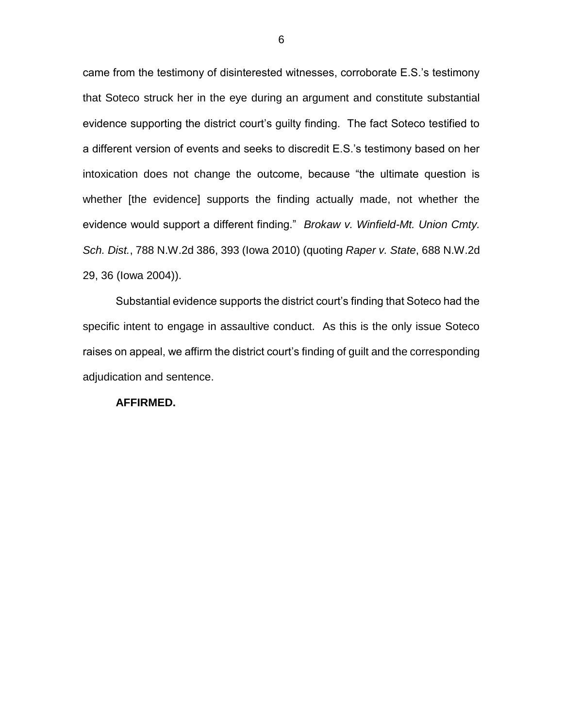came from the testimony of disinterested witnesses, corroborate E.S.'s testimony that Soteco struck her in the eye during an argument and constitute substantial evidence supporting the district court's guilty finding. The fact Soteco testified to a different version of events and seeks to discredit E.S.'s testimony based on her intoxication does not change the outcome, because "the ultimate question is whether [the evidence] supports the finding actually made, not whether the evidence would support a different finding." *Brokaw v. Winfield-Mt. Union Cmty. Sch. Dist.*, 788 N.W.2d 386, 393 (Iowa 2010) (quoting *Raper v. State*, 688 N.W.2d 29, 36 (Iowa 2004)).

Substantial evidence supports the district court's finding that Soteco had the specific intent to engage in assaultive conduct. As this is the only issue Soteco raises on appeal, we affirm the district court's finding of guilt and the corresponding adjudication and sentence.

**AFFIRMED.**